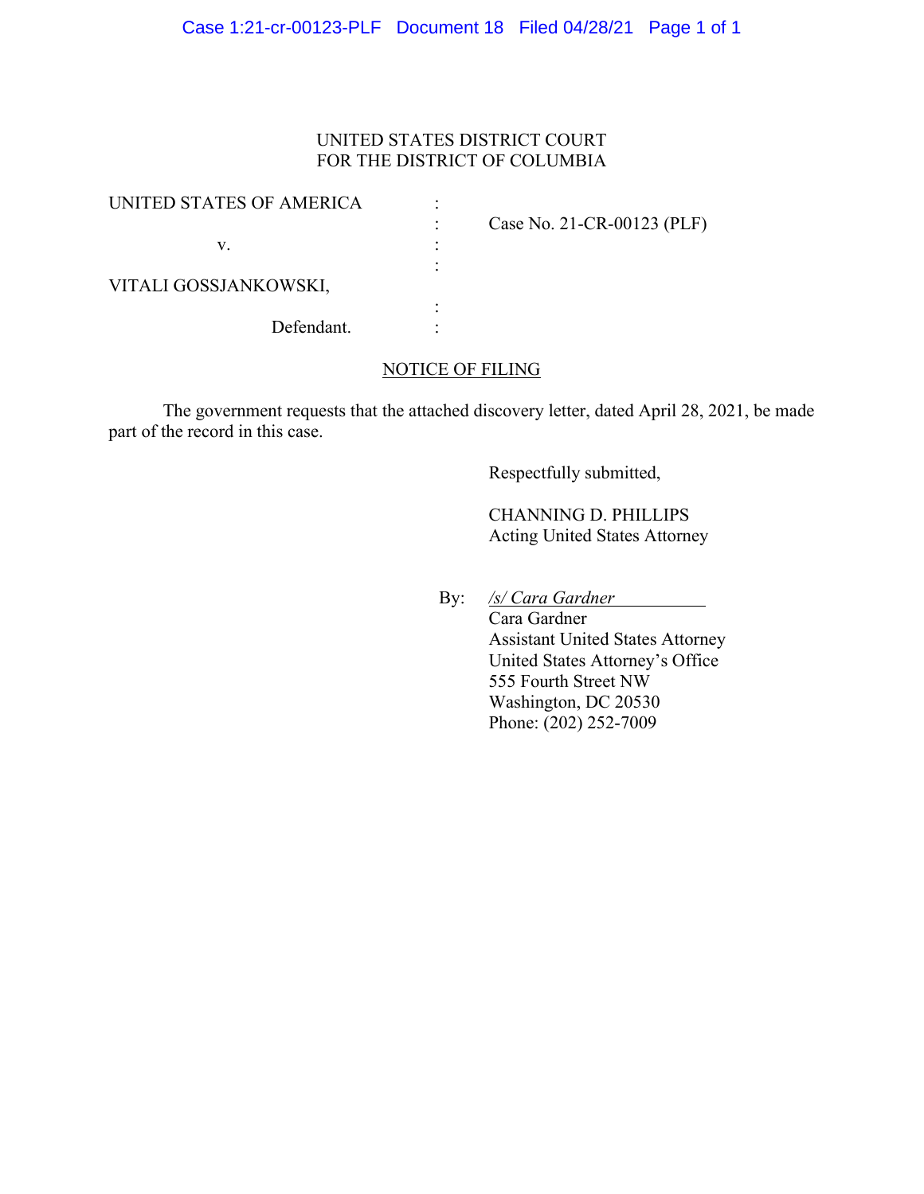UNITED STATES DISTRICT COURT
FOR THE DISTRICT OF COLUMBIA

| | | |
|---|---|---|
| UNITED STATES OF AMERICA | : | |
| | : | Case No. 21-CR-00123 (PLF) |
| v. | : | |
| | : | |
| VITALI GOSSJANKOWSKI, | | |
| | : | |
| Defendant. | : | |

## NOTICE OF FILING

The government requests that the attached discovery letter, dated April 28, 2021, be made part of the record in this case.

Respectfully submitted,

CHANNING D. PHILLIPS
Acting United States Attorney

By: */s/ Cara Gardner*
Cara Gardner
Assistant United States Attorney
United States Attorney's Office
555 Fourth Street NW
Washington, DC 20530
Phone: (202) 252-7009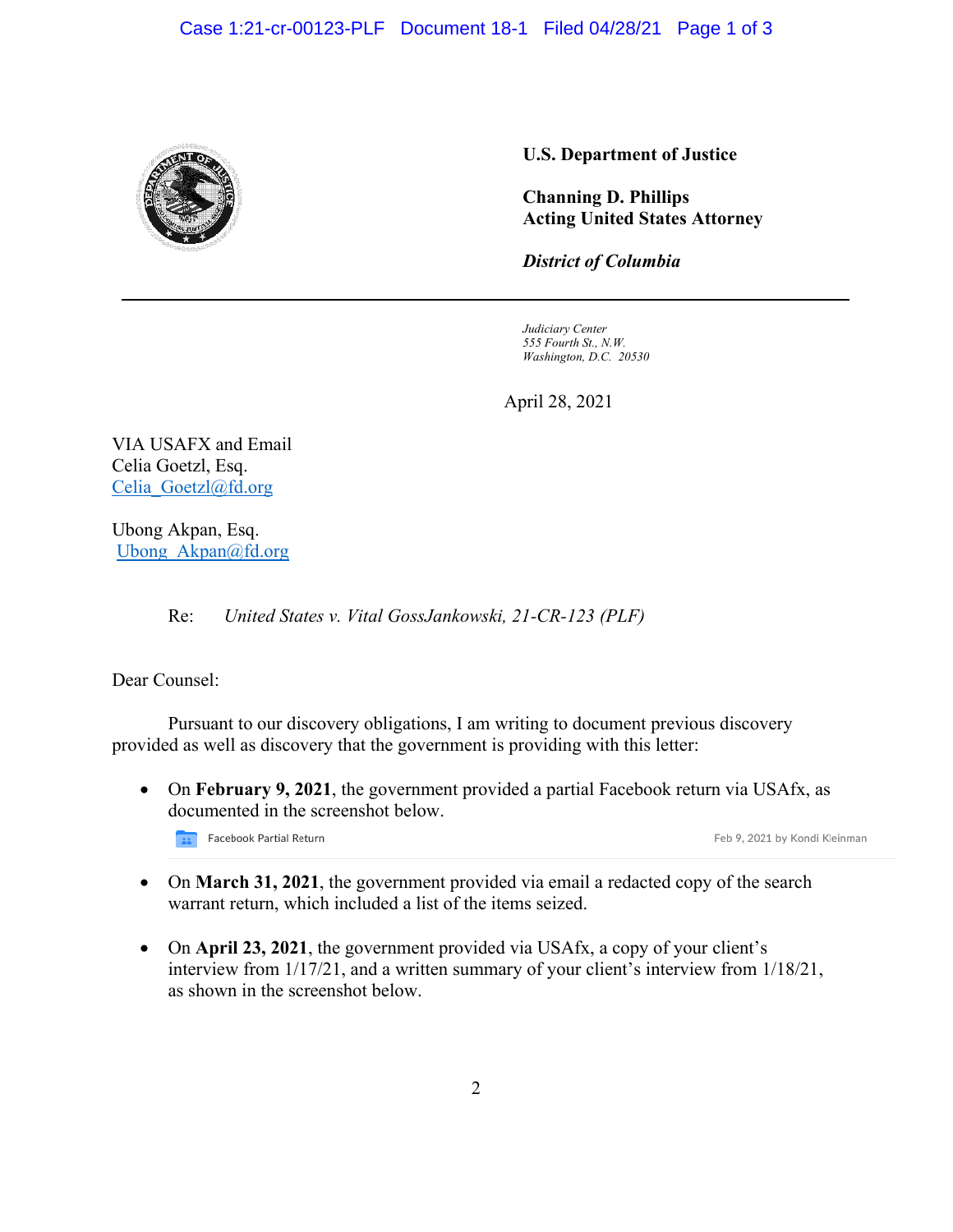**U.S. Department of Justice**

**Channing D. Phillips**
**Acting United States Attorney**

***District of Columbia***

*Judiciary Center*
*555 Fourth St., N.W.*
*Washington, D.C. 20530*

April 28, 2021

VIA USAFX and Email
Celia Goetzl, Esq.
Celia_Goetzl@fd.org

Ubong Akpan, Esq.
Ubong_Akpan@fd.org

Re: *United States v. Vital GossJankowski, 21-CR-123 (PLF)*

Dear Counsel:

Pursuant to our discovery obligations, I am writing to document previous discovery provided as well as discovery that the government is providing with this letter:

- On **February 9, 2021**, the government provided a partial Facebook return via USAfx, as documented in the screenshot below.

  Facebook Partial Return — Feb 9, 2021 by Kondi Kleinman

- On **March 31, 2021**, the government provided via email a redacted copy of the search warrant return, which included a list of the items seized.

- On **April 23, 2021**, the government provided via USAfx, a copy of your client's interview from 1/17/21, and a written summary of your client's interview from 1/18/21, as shown in the screenshot below.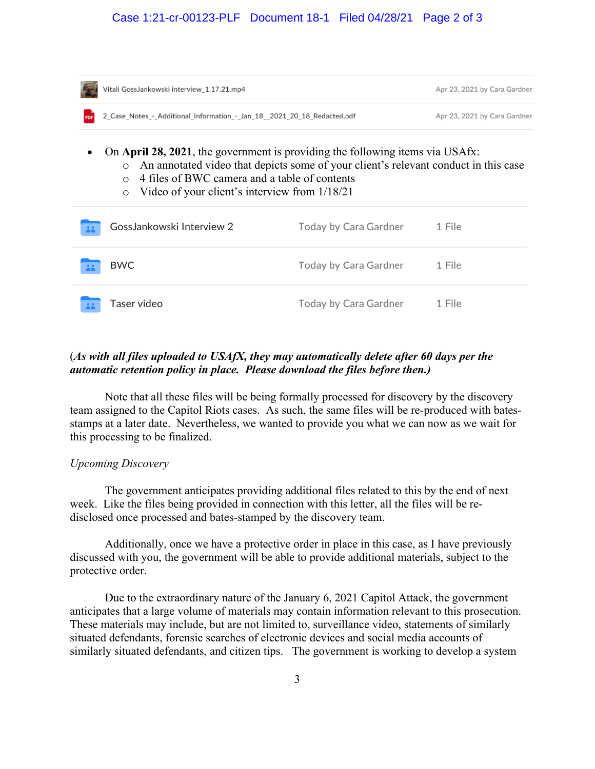| | | |
|---|---|---|
| Vitali GossJankowski interview_1.17.21.mp4 | Apr 23, 2021 by Cara Gardner | |
| 2_Case_Notes_-_Additional_Information_-_Jan_18__2021_20_18_Redacted.pdf | Apr 23, 2021 by Cara Gardner | |

- On **April 28, 2021**, the government is providing the following items via USAfx:
  - An annotated video that depicts some of your client's relevant conduct in this case
  - 4 files of BWC camera and a table of contents
  - Video of your client's interview from 1/18/21

| | | |
|---|---|---|
| GossJankowski Interview 2 | Today by Cara Gardner | 1 File |
| BWC | Today by Cara Gardner | 1 File |
| Taser video | Today by Cara Gardner | 1 File |

(***As with all files uploaded to USAfX, they may automatically delete after 60 days per the automatic retention policy in place. Please download the files before then.)***

Note that all these files will be being formally processed for discovery by the discovery team assigned to the Capitol Riots cases. As such, the same files will be re-produced with bates-stamps at a later date. Nevertheless, we wanted to provide you what we can now as we wait for this processing to be finalized.

*Upcoming Discovery*

The government anticipates providing additional files related to this by the end of next week. Like the files being provided in connection with this letter, all the files will be re-disclosed once processed and bates-stamped by the discovery team.

Additionally, once we have a protective order in place in this case, as I have previously discussed with you, the government will be able to provide additional materials, subject to the protective order.

Due to the extraordinary nature of the January 6, 2021 Capitol Attack, the government anticipates that a large volume of materials may contain information relevant to this prosecution. These materials may include, but are not limited to, surveillance video, statements of similarly situated defendants, forensic searches of electronic devices and social media accounts of similarly situated defendants, and citizen tips. The government is working to develop a system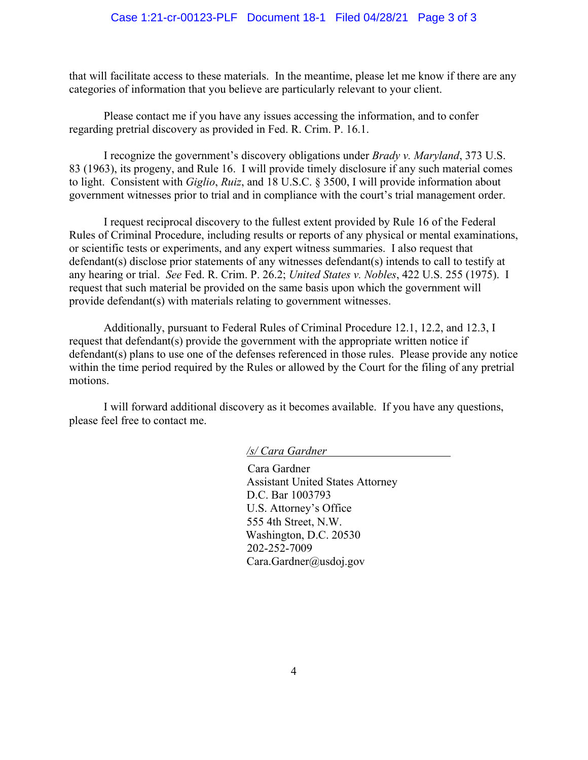that will facilitate access to these materials. In the meantime, please let me know if there are any categories of information that you believe are particularly relevant to your client.

Please contact me if you have any issues accessing the information, and to confer regarding pretrial discovery as provided in Fed. R. Crim. P. 16.1.

I recognize the government's discovery obligations under *Brady v. Maryland*, 373 U.S. 83 (1963), its progeny, and Rule 16. I will provide timely disclosure if any such material comes to light. Consistent with *Giglio*, *Ruiz*, and 18 U.S.C. § 3500, I will provide information about government witnesses prior to trial and in compliance with the court's trial management order.

I request reciprocal discovery to the fullest extent provided by Rule 16 of the Federal Rules of Criminal Procedure, including results or reports of any physical or mental examinations, or scientific tests or experiments, and any expert witness summaries. I also request that defendant(s) disclose prior statements of any witnesses defendant(s) intends to call to testify at any hearing or trial. *See* Fed. R. Crim. P. 26.2; *United States v. Nobles*, 422 U.S. 255 (1975). I request that such material be provided on the same basis upon which the government will provide defendant(s) with materials relating to government witnesses.

Additionally, pursuant to Federal Rules of Criminal Procedure 12.1, 12.2, and 12.3, I request that defendant(s) provide the government with the appropriate written notice if defendant(s) plans to use one of the defenses referenced in those rules. Please provide any notice within the time period required by the Rules or allowed by the Court for the filing of any pretrial motions.

I will forward additional discovery as it becomes available. If you have any questions, please feel free to contact me.

*/s/ Cara Gardner*

Cara Gardner
Assistant United States Attorney
D.C. Bar 1003793
U.S. Attorney's Office
555 4th Street, N.W.
Washington, D.C. 20530
202-252-7009
Cara.Gardner@usdoj.gov